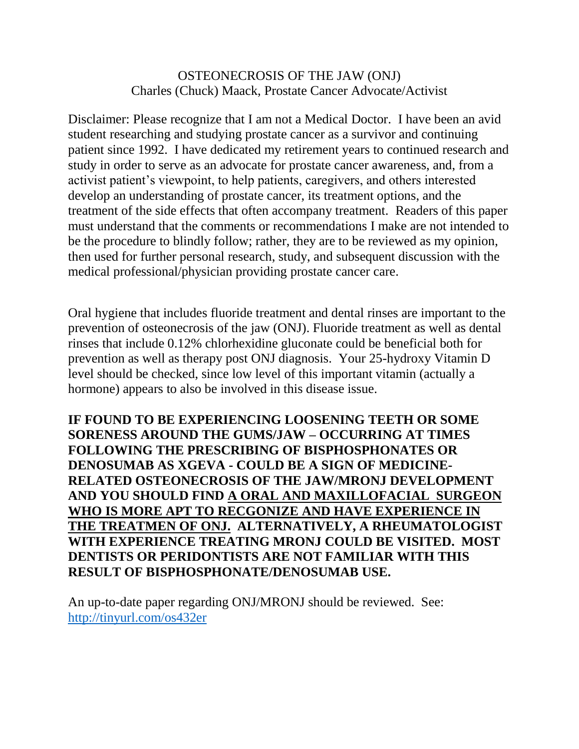# OSTEONECROSIS OF THE JAW (ONJ)

Charles (Chuck) Maack, Prostate Cancer Advocate/Activist

Disclaimer: Please recognize that I am not a Medical Doctor. I have been an avid student researching and studying prostate cancer as a survivor and continuing patient since 1992. I have dedicated my retirement years to continued research and study in order to serve as an advocate for prostate cancer awareness, and, from a activist patient's viewpoint, to help patients, caregivers, and others interested develop an understanding of prostate cancer, its treatment options, and the treatment of the side effects that often accompany treatment. Readers of this paper must understand that the comments or recommendations I make are not intended to be the procedure to blindly follow; rather, they are to be reviewed as my opinion, then used for further personal research, study, and subsequent discussion with the medical professional/physician providing prostate cancer care.

Oral hygiene that includes fluoride treatment and dental rinses are important to the prevention of osteonecrosis of the jaw (ONJ). Fluoride treatment as well as dental rinses that include 0.12% chlorhexidine gluconate could be beneficial both for prevention as well as therapy post ONJ diagnosis. Your 25-hydroxy Vitamin D level should be checked, since low level of this important vitamin (actually a hormone) appears to also be involved in this disease issue.

**IF FOUND TO BE EXPERIENCING LOOSENING TEETH OR SOME SORENESS AROUND THE GUMS/JAW – OCCURRING AT TIMES FOLLOWING THE PRESCRIBING OF BISPHOSPHONATES OR DENOSUMAB AS XGEVA - COULD BE A SIGN OF MEDICINE-RELATED OSTEONECROSIS OF THE JAW/MRONJ DEVELOPMENT AND YOU SHOULD FIND <u>A ORAL AND MAXILLOFACIAL SURGEON WHO IS MORE APT TO RECGONIZE AND HAVE EXPERIENCE IN THE TREATMEN OF ONJ.</u> ALTERNATIVELY, A RHEUMATOLOGIST WITH EXPERIENCE TREATING MRONJ COULD BE VISITED. MOST DENTISTS OR PERIDONTISTS ARE NOT FAMILIAR WITH THIS RESULT OF BISPHOSPHONATE/DENOSUMAB USE.**

An up-to-date paper regarding ONJ/MRONJ should be reviewed. See: http://tinyurl.com/os432er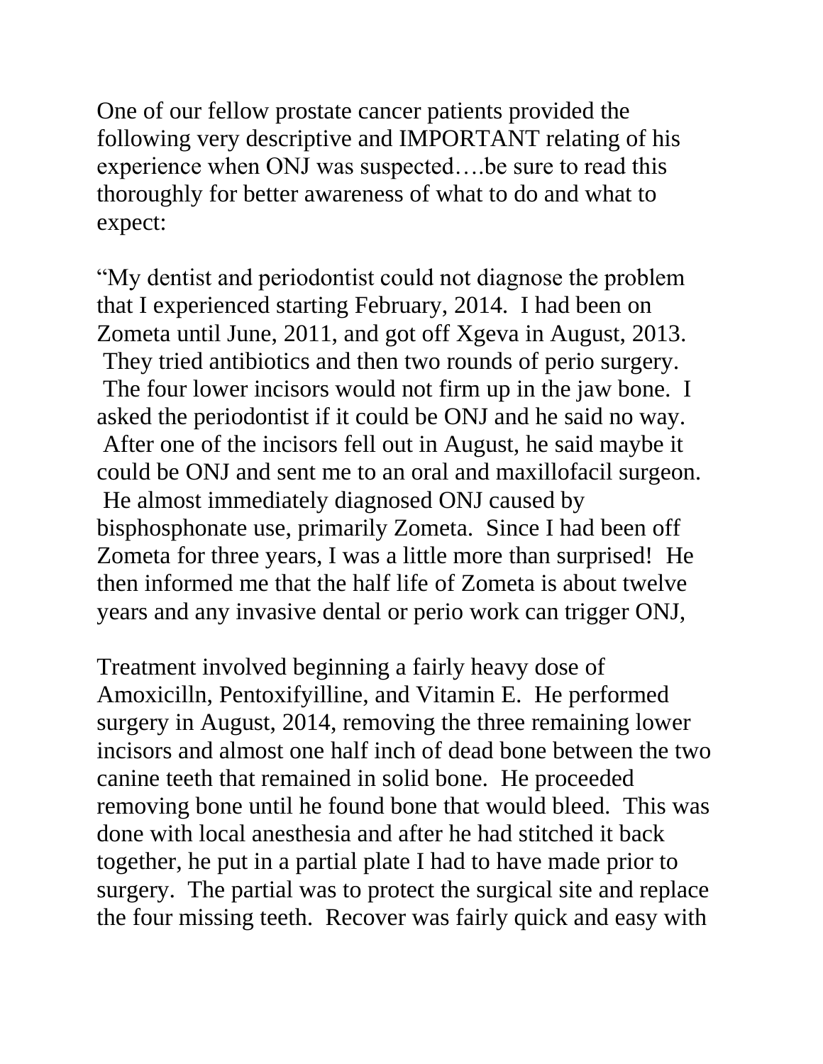One of our fellow prostate cancer patients provided the following very descriptive and IMPORTANT relating of his experience when ONJ was suspected….be sure to read this thoroughly for better awareness of what to do and what to expect:

"My dentist and periodontist could not diagnose the problem that I experienced starting February, 2014. I had been on Zometa until June, 2011, and got off Xgeva in August, 2013. They tried antibiotics and then two rounds of perio surgery. The four lower incisors would not firm up in the jaw bone. I asked the periodontist if it could be ONJ and he said no way. After one of the incisors fell out in August, he said maybe it could be ONJ and sent me to an oral and maxillofacil surgeon. He almost immediately diagnosed ONJ caused by bisphosphonate use, primarily Zometa. Since I had been off Zometa for three years, I was a little more than surprised! He then informed me that the half life of Zometa is about twelve years and any invasive dental or perio work can trigger ONJ,

Treatment involved beginning a fairly heavy dose of Amoxicilln, Pentoxifyilline, and Vitamin E. He performed surgery in August, 2014, removing the three remaining lower incisors and almost one half inch of dead bone between the two canine teeth that remained in solid bone. He proceeded removing bone until he found bone that would bleed. This was done with local anesthesia and after he had stitched it back together, he put in a partial plate I had to have made prior to surgery. The partial was to protect the surgical site and replace the four missing teeth. Recover was fairly quick and easy with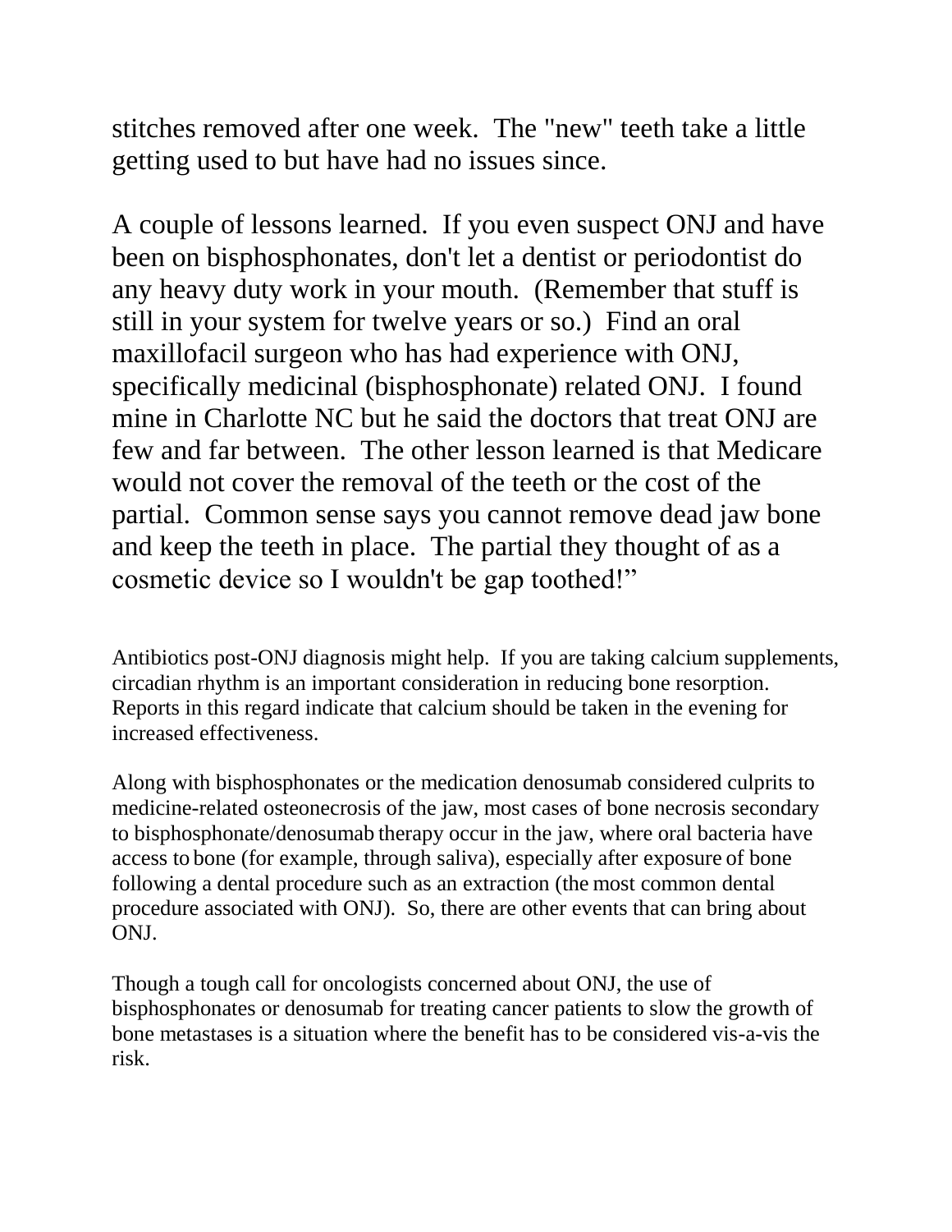stitches removed after one week. The "new" teeth take a little getting used to but have had no issues since.

A couple of lessons learned. If you even suspect ONJ and have been on bisphosphonates, don't let a dentist or periodontist do any heavy duty work in your mouth. (Remember that stuff is still in your system for twelve years or so.) Find an oral maxillofacil surgeon who has had experience with ONJ, specifically medicinal (bisphosphonate) related ONJ. I found mine in Charlotte NC but he said the doctors that treat ONJ are few and far between. The other lesson learned is that Medicare would not cover the removal of the teeth or the cost of the partial. Common sense says you cannot remove dead jaw bone and keep the teeth in place. The partial they thought of as a cosmetic device so I wouldn't be gap toothed!"

Antibiotics post-ONJ diagnosis might help. If you are taking calcium supplements, circadian rhythm is an important consideration in reducing bone resorption. Reports in this regard indicate that calcium should be taken in the evening for increased effectiveness.

Along with bisphosphonates or the medication denosumab considered culprits to medicine-related osteonecrosis of the jaw, most cases of bone necrosis secondary to bisphosphonate/denosumab therapy occur in the jaw, where oral bacteria have access to bone (for example, through saliva), especially after exposure of bone following a dental procedure such as an extraction (the most common dental procedure associated with ONJ). So, there are other events that can bring about ONJ.

Though a tough call for oncologists concerned about ONJ, the use of bisphosphonates or denosumab for treating cancer patients to slow the growth of bone metastases is a situation where the benefit has to be considered vis-a-vis the risk.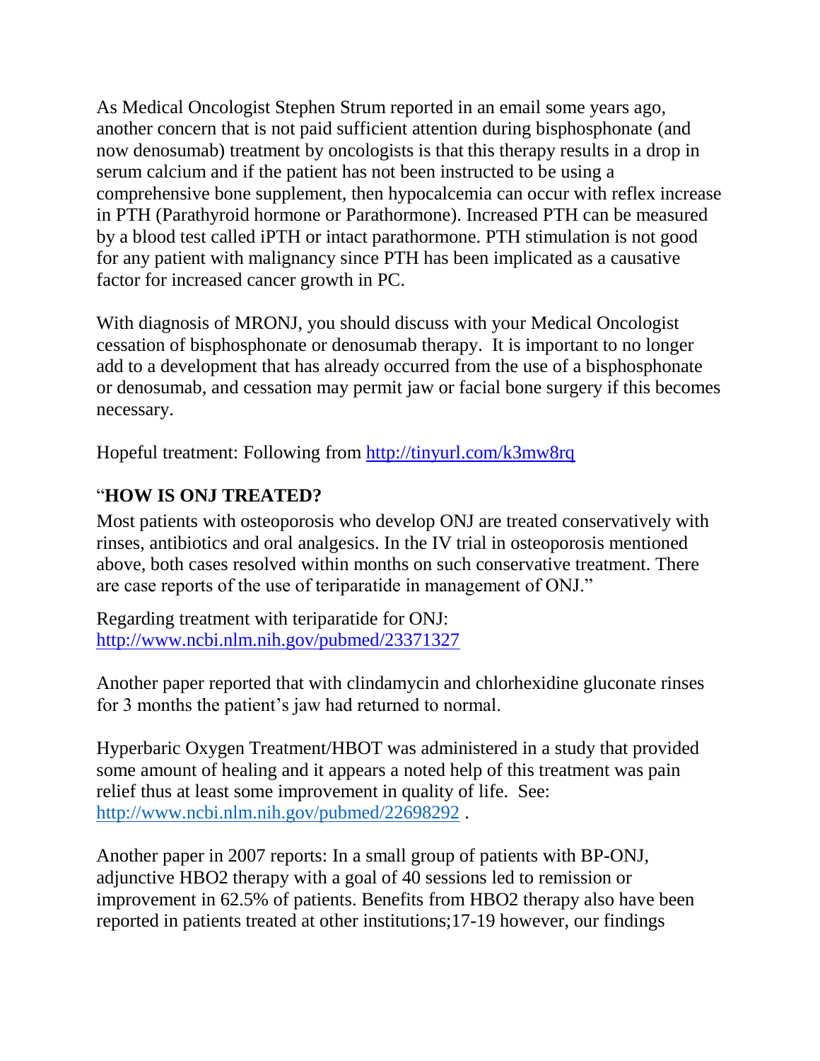As Medical Oncologist Stephen Strum reported in an email some years ago, another concern that is not paid sufficient attention during bisphosphonate (and now denosumab) treatment by oncologists is that this therapy results in a drop in serum calcium and if the patient has not been instructed to be using a comprehensive bone supplement, then hypocalcemia can occur with reflex increase in PTH (Parathyroid hormone or Parathormone). Increased PTH can be measured by a blood test called iPTH or intact parathormone. PTH stimulation is not good for any patient with malignancy since PTH has been implicated as a causative factor for increased cancer growth in PC.

With diagnosis of MRONJ, you should discuss with your Medical Oncologist cessation of bisphosphonate or denosumab therapy. It is important to no longer add to a development that has already occurred from the use of a bisphosphonate or denosumab, and cessation may permit jaw or facial bone surgery if this becomes necessary.

Hopeful treatment: Following from http://tinyurl.com/k3mw8rq

"**HOW IS ONJ TREATED?**

Most patients with osteoporosis who develop ONJ are treated conservatively with rinses, antibiotics and oral analgesics. In the IV trial in osteoporosis mentioned above, both cases resolved within months on such conservative treatment. There are case reports of the use of teriparatide in management of ONJ."

Regarding treatment with teriparatide for ONJ: http://www.ncbi.nlm.nih.gov/pubmed/23371327

Another paper reported that with clindamycin and chlorhexidine gluconate rinses for 3 months the patient's jaw had returned to normal.

Hyperbaric Oxygen Treatment/HBOT was administered in a study that provided some amount of healing and it appears a noted help of this treatment was pain relief thus at least some improvement in quality of life. See: http://www.ncbi.nlm.nih.gov/pubmed/22698292 .

Another paper in 2007 reports: In a small group of patients with BP-ONJ, adjunctive HBO2 therapy with a goal of 40 sessions led to remission or improvement in 62.5% of patients. Benefits from HBO2 therapy also have been reported in patients treated at other institutions;17-19 however, our findings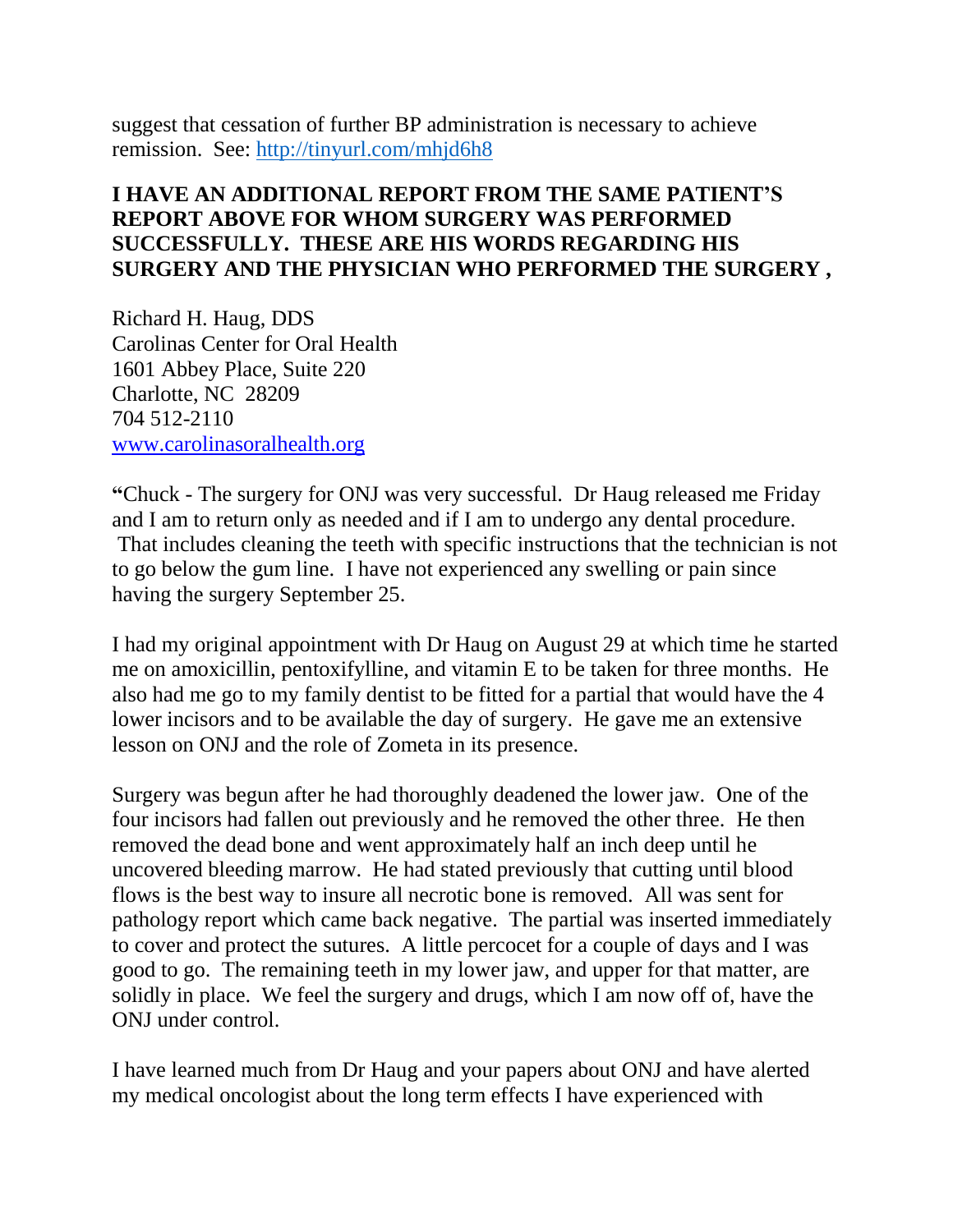suggest that cessation of further BP administration is necessary to achieve remission. See: [http://tinyurl.com/mhjd6h8](http://tinyurl.com/mhjd6h8)

**I HAVE AN ADDITIONAL REPORT FROM THE SAME PATIENT'S REPORT ABOVE FOR WHOM SURGERY WAS PERFORMED SUCCESSFULLY. THESE ARE HIS WORDS REGARDING HIS SURGERY AND THE PHYSICIAN WHO PERFORMED THE SURGERY ,**

Richard H. Haug, DDS
Carolinas Center for Oral Health
1601 Abbey Place, Suite 220
Charlotte, NC 28209
704 512-2110
[www.carolinasoralhealth.org](http://www.carolinasoralhealth.org)

**"**Chuck - The surgery for ONJ was very successful. Dr Haug released me Friday and I am to return only as needed and if I am to undergo any dental procedure. That includes cleaning the teeth with specific instructions that the technician is not to go below the gum line. I have not experienced any swelling or pain since having the surgery September 25.

I had my original appointment with Dr Haug on August 29 at which time he started me on amoxicillin, pentoxifylline, and vitamin E to be taken for three months. He also had me go to my family dentist to be fitted for a partial that would have the 4 lower incisors and to be available the day of surgery. He gave me an extensive lesson on ONJ and the role of Zometa in its presence.

Surgery was begun after he had thoroughly deadened the lower jaw. One of the four incisors had fallen out previously and he removed the other three. He then removed the dead bone and went approximately half an inch deep until he uncovered bleeding marrow. He had stated previously that cutting until blood flows is the best way to insure all necrotic bone is removed. All was sent for pathology report which came back negative. The partial was inserted immediately to cover and protect the sutures. A little percocet for a couple of days and I was good to go. The remaining teeth in my lower jaw, and upper for that matter, are solidly in place. We feel the surgery and drugs, which I am now off of, have the ONJ under control.

I have learned much from Dr Haug and your papers about ONJ and have alerted my medical oncologist about the long term effects I have experienced with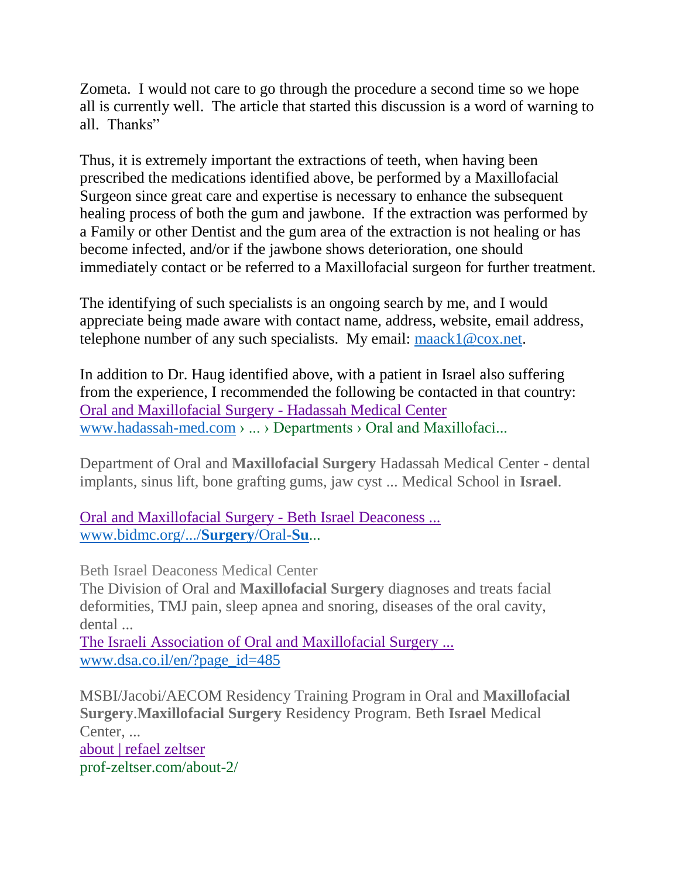Zometa.  I would not care to go through the procedure a second time so we hope all is currently well.  The article that started this discussion is a word of warning to all.  Thanks"

Thus, it is extremely important the extractions of teeth, when having been prescribed the medications identified above, be performed by a Maxillofacial Surgeon since great care and expertise is necessary to enhance the subsequent healing process of both the gum and jawbone.  If the extraction was performed by a Family or other Dentist and the gum area of the extraction is not healing or has become infected, and/or if the jawbone shows deterioration, one should immediately contact or be referred to a Maxillofacial surgeon for further treatment.

The identifying of such specialists is an ongoing search by me, and I would appreciate being made aware with contact name, address, website, email address, telephone number of any such specialists.  My email: maack1@cox.net.

In addition to Dr. Haug identified above, with a patient in Israel also suffering from the experience, I recommended the following be contacted in that country:

Oral and Maxillofacial Surgery - Hadassah Medical Center
www.hadassah-med.com › ... › Departments › Oral and Maxillofaci...

Department of Oral and **Maxillofacial Surgery** Hadassah Medical Center - dental implants, sinus lift, bone grafting gums, jaw cyst ... Medical School in **Israel**.

Oral and Maxillofacial Surgery - Beth Israel Deaconess ...
www.bidmc.org/.../**Surgery**/Oral-**Su**...

Beth Israel Deaconess Medical Center
The Division of Oral and **Maxillofacial Surgery** diagnoses and treats facial deformities, TMJ pain, sleep apnea and snoring, diseases of the oral cavity, dental ...

The Israeli Association of Oral and Maxillofacial Surgery ...
www.dsa.co.il/en/?page_id=485

MSBI/Jacobi/AECOM Residency Training Program in Oral and **Maxillofacial Surgery**.**Maxillofacial Surgery** Residency Program. Beth **Israel** Medical Center, ...

about | refael zeltser
prof-zeltser.com/about-2/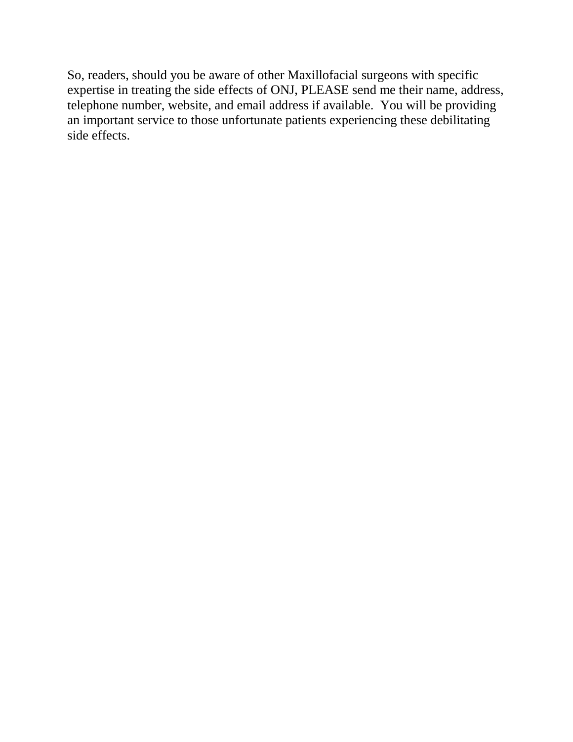So, readers, should you be aware of other Maxillofacial surgeons with specific expertise in treating the side effects of ONJ, PLEASE send me their name, address, telephone number, website, and email address if available.  You will be providing an important service to those unfortunate patients experiencing these debilitating side effects.